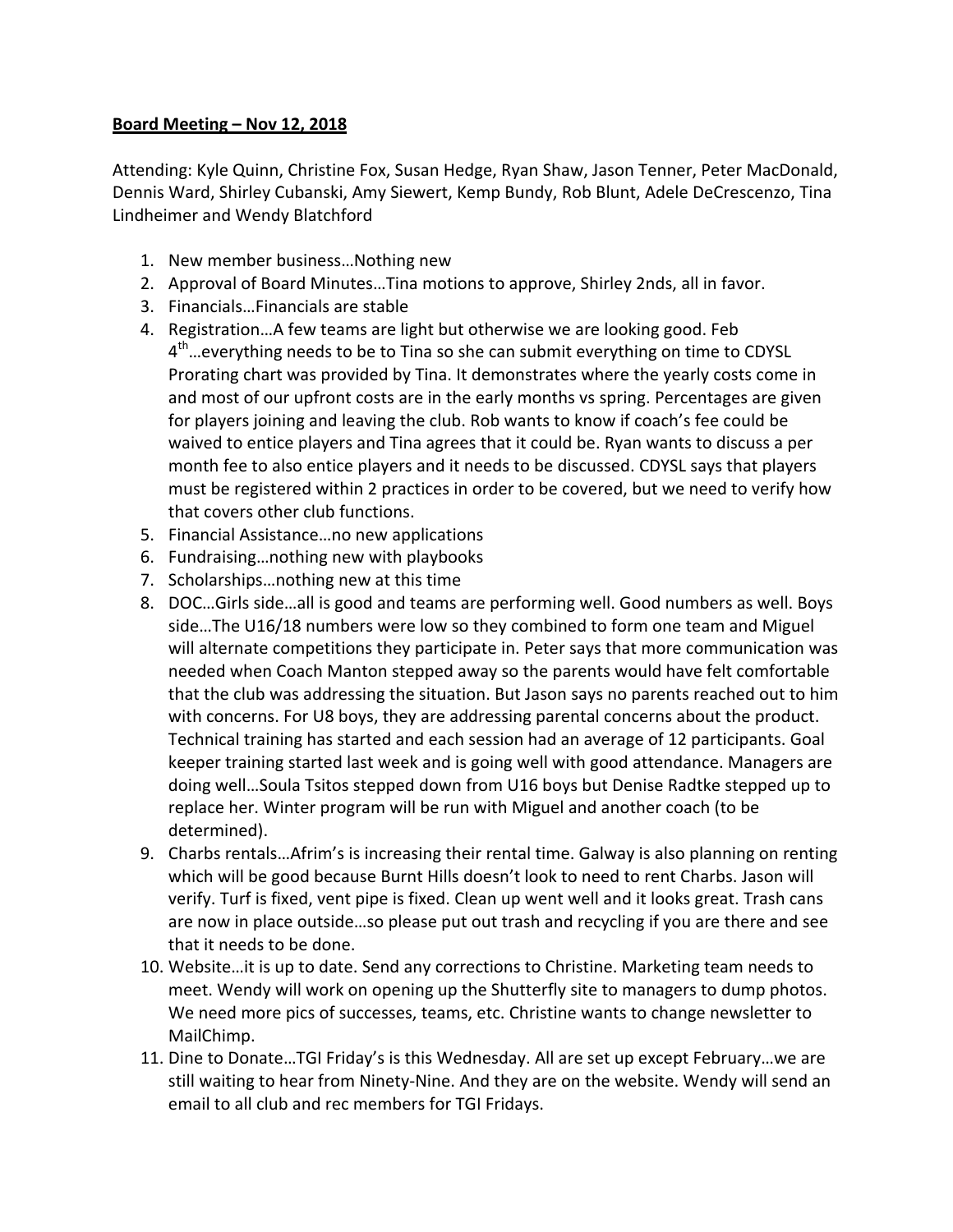**Board Meeting – Nov 12, 2018**

Attending: Kyle Quinn, Christine Fox, Susan Hedge, Ryan Shaw, Jason Tenner, Peter MacDonald, Dennis Ward, Shirley Cubanski, Amy Siewert, Kemp Bundy, Rob Blunt, Adele DeCrescenzo, Tina Lindheimer and Wendy Blatchford

1. New member business…Nothing new
2. Approval of Board Minutes…Tina motions to approve, Shirley 2nds, all in favor.
3. Financials…Financials are stable
4. Registration…A few teams are light but otherwise we are looking good. Feb 4th…everything needs to be to Tina so she can submit everything on time to CDYSL Prorating chart was provided by Tina. It demonstrates where the yearly costs come in and most of our upfront costs are in the early months vs spring. Percentages are given for players joining and leaving the club. Rob wants to know if coach's fee could be waived to entice players and Tina agrees that it could be. Ryan wants to discuss a per month fee to also entice players and it needs to be discussed. CDYSL says that players must be registered within 2 practices in order to be covered, but we need to verify how that covers other club functions.
5. Financial Assistance…no new applications
6. Fundraising…nothing new with playbooks
7. Scholarships…nothing new at this time
8. DOC…Girls side…all is good and teams are performing well. Good numbers as well. Boys side…The U16/18 numbers were low so they combined to form one team and Miguel will alternate competitions they participate in. Peter says that more communication was needed when Coach Manton stepped away so the parents would have felt comfortable that the club was addressing the situation. But Jason says no parents reached out to him with concerns. For U8 boys, they are addressing parental concerns about the product. Technical training has started and each session had an average of 12 participants. Goal keeper training started last week and is going well with good attendance. Managers are doing well…Soula Tsitos stepped down from U16 boys but Denise Radtke stepped up to replace her. Winter program will be run with Miguel and another coach (to be determined).
9. Charbs rentals…Afrim's is increasing their rental time. Galway is also planning on renting which will be good because Burnt Hills doesn't look to need to rent Charbs. Jason will verify. Turf is fixed, vent pipe is fixed. Clean up went well and it looks great. Trash cans are now in place outside…so please put out trash and recycling if you are there and see that it needs to be done.
10. Website…it is up to date. Send any corrections to Christine. Marketing team needs to meet. Wendy will work on opening up the Shutterfly site to managers to dump photos. We need more pics of successes, teams, etc. Christine wants to change newsletter to MailChimp.
11. Dine to Donate…TGI Friday's is this Wednesday. All are set up except February…we are still waiting to hear from Ninety-Nine. And they are on the website. Wendy will send an email to all club and rec members for TGI Fridays.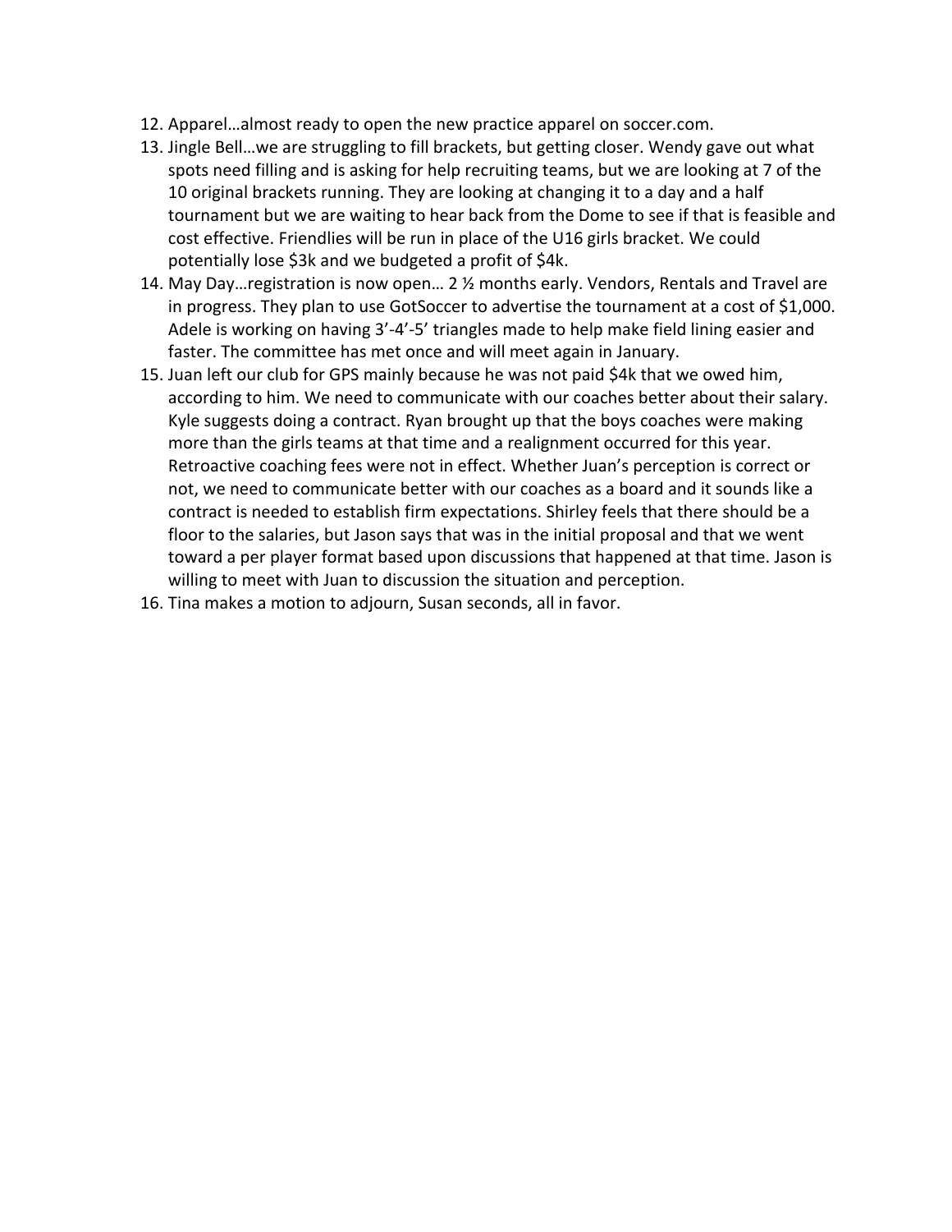12. Apparel…almost ready to open the new practice apparel on soccer.com.
13. Jingle Bell…we are struggling to fill brackets, but getting closer. Wendy gave out what spots need filling and is asking for help recruiting teams, but we are looking at 7 of the 10 original brackets running. They are looking at changing it to a day and a half tournament but we are waiting to hear back from the Dome to see if that is feasible and cost effective. Friendlies will be run in place of the U16 girls bracket. We could potentially lose $3k and we budgeted a profit of $4k.
14. May Day…registration is now open… 2 ½ months early. Vendors, Rentals and Travel are in progress. They plan to use GotSoccer to advertise the tournament at a cost of $1,000. Adele is working on having 3’-4’-5’ triangles made to help make field lining easier and faster. The committee has met once and will meet again in January.
15. Juan left our club for GPS mainly because he was not paid $4k that we owed him, according to him. We need to communicate with our coaches better about their salary. Kyle suggests doing a contract. Ryan brought up that the boys coaches were making more than the girls teams at that time and a realignment occurred for this year. Retroactive coaching fees were not in effect. Whether Juan’s perception is correct or not, we need to communicate better with our coaches as a board and it sounds like a contract is needed to establish firm expectations. Shirley feels that there should be a floor to the salaries, but Jason says that was in the initial proposal and that we went toward a per player format based upon discussions that happened at that time. Jason is willing to meet with Juan to discussion the situation and perception.
16. Tina makes a motion to adjourn, Susan seconds, all in favor.